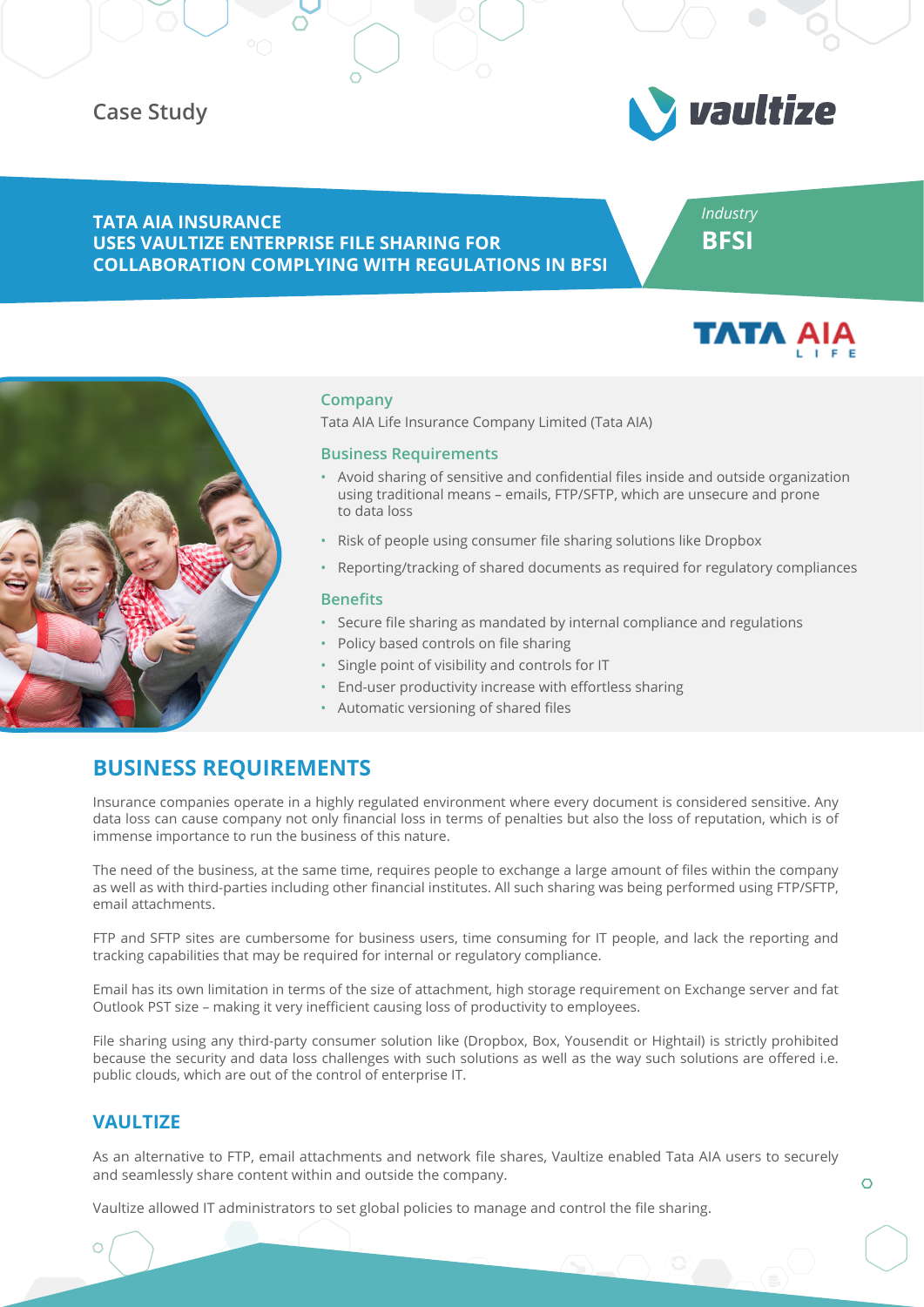Case Study

vaultize

## TATA AIA INSURANCE USES VAULTIZE ENTERPRISE FILE SHARING FOR COLLABORATION COMPLYING WITH REGULATIONS IN BFSI

*Industry*
**BFSI**

TATA AIA LIFE

### Company

Tata AIA Life Insurance Company Limited (Tata AIA)

### Business Requirements

- Avoid sharing of sensitive and confidential files inside and outside organization using traditional means – emails, FTP/SFTP, which are unsecure and prone to data loss
- Risk of people using consumer file sharing solutions like Dropbox
- Reporting/tracking of shared documents as required for regulatory compliances

### Benefits

- Secure file sharing as mandated by internal compliance and regulations
- Policy based controls on file sharing
- Single point of visibility and controls for IT
- End-user productivity increase with effortless sharing
- Automatic versioning of shared files

## BUSINESS REQUIREMENTS

Insurance companies operate in a highly regulated environment where every document is considered sensitive. Any data loss can cause company not only financial loss in terms of penalties but also the loss of reputation, which is of immense importance to run the business of this nature.

The need of the business, at the same time, requires people to exchange a large amount of files within the company as well as with third-parties including other financial institutes. All such sharing was being performed using FTP/SFTP, email attachments.

FTP and SFTP sites are cumbersome for business users, time consuming for IT people, and lack the reporting and tracking capabilities that may be required for internal or regulatory compliance.

Email has its own limitation in terms of the size of attachment, high storage requirement on Exchange server and fat Outlook PST size – making it very inefficient causing loss of productivity to employees.

File sharing using any third-party consumer solution like (Dropbox, Box, Yousendit or Hightail) is strictly prohibited because the security and data loss challenges with such solutions as well as the way such solutions are offered i.e. public clouds, which are out of the control of enterprise IT.

## VAULTIZE

As an alternative to FTP, email attachments and network file shares, Vaultize enabled Tata AIA users to securely and seamlessly share content within and outside the company.

Vaultize allowed IT administrators to set global policies to manage and control the file sharing.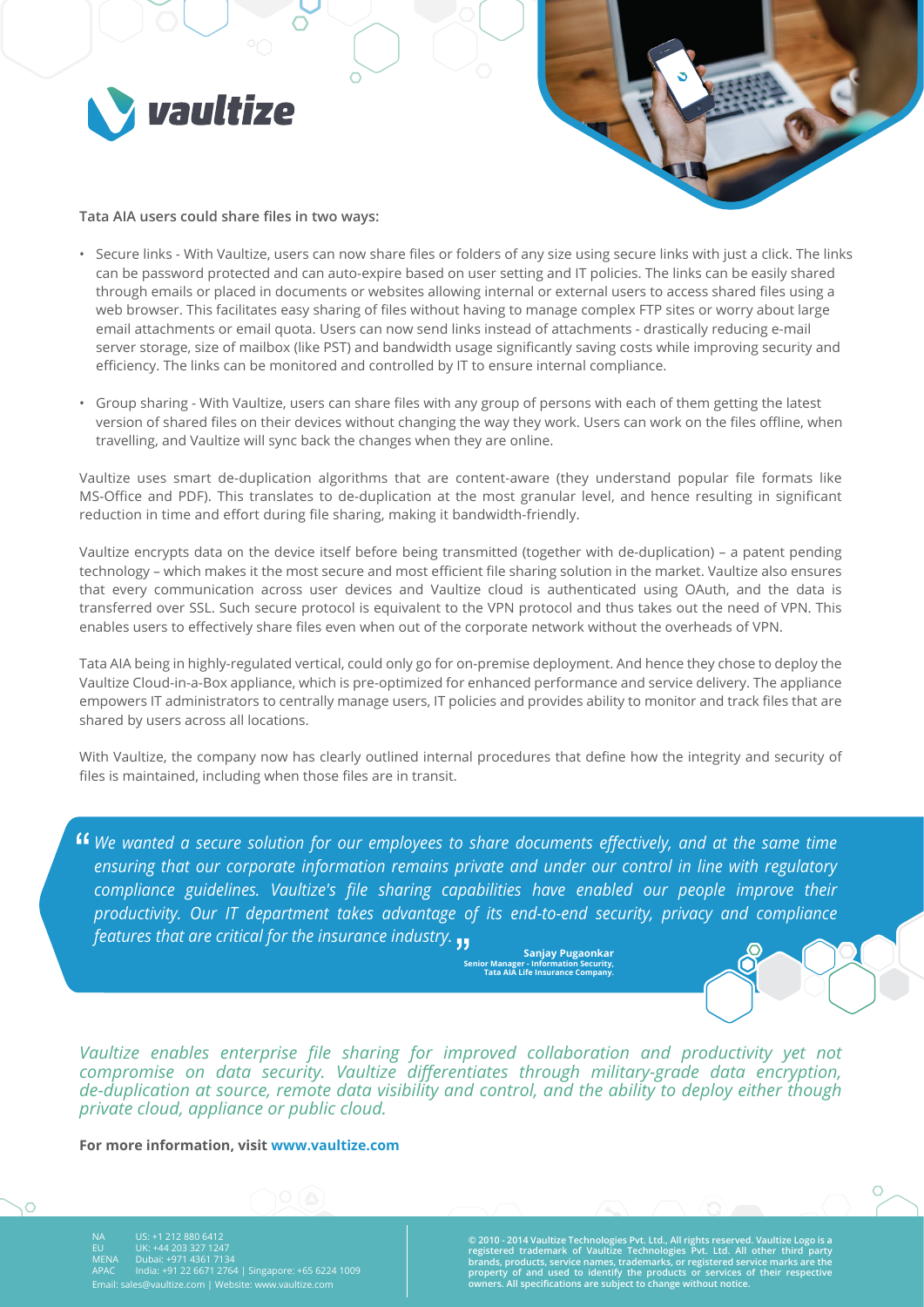**Tata AIA users could share files in two ways:**

- Secure links - With Vaultize, users can now share files or folders of any size using secure links with just a click. The links can be password protected and can auto-expire based on user setting and IT policies. The links can be easily shared through emails or placed in documents or websites allowing internal or external users to access shared files using a web browser. This facilitates easy sharing of files without having to manage complex FTP sites or worry about large email attachments or email quota. Users can now send links instead of attachments - drastically reducing e-mail server storage, size of mailbox (like PST) and bandwidth usage significantly saving costs while improving security and efficiency. The links can be monitored and controlled by IT to ensure internal compliance.

- Group sharing - With Vaultize, users can share files with any group of persons with each of them getting the latest version of shared files on their devices without changing the way they work. Users can work on the files offline, when travelling, and Vaultize will sync back the changes when they are online.

Vaultize uses smart de-duplication algorithms that are content-aware (they understand popular file formats like MS-Office and PDF). This translates to de-duplication at the most granular level, and hence resulting in significant reduction in time and effort during file sharing, making it bandwidth-friendly.

Vaultize encrypts data on the device itself before being transmitted (together with de-duplication) – a patent pending technology – which makes it the most secure and most efficient file sharing solution in the market. Vaultize also ensures that every communication across user devices and Vaultize cloud is authenticated using OAuth, and the data is transferred over SSL. Such secure protocol is equivalent to the VPN protocol and thus takes out the need of VPN. This enables users to effectively share files even when out of the corporate network without the overheads of VPN.

Tata AIA being in highly-regulated vertical, could only go for on-premise deployment. And hence they chose to deploy the Vaultize Cloud-in-a-Box appliance, which is pre-optimized for enhanced performance and service delivery. The appliance empowers IT administrators to centrally manage users, IT policies and provides ability to monitor and track files that are shared by users across all locations.

With Vaultize, the company now has clearly outlined internal procedures that define how the integrity and security of files is maintained, including when those files are in transit.

> *"We wanted a secure solution for our employees to share documents effectively, and at the same time ensuring that our corporate information remains private and under our control in line with regulatory compliance guidelines. Vaultize's file sharing capabilities have enabled our people improve their productivity. Our IT department takes advantage of its end-to-end security, privacy and compliance features that are critical for the insurance industry."*
>
> **Sanjay Pugaonkar**
> **Senior Manager - Information Security, Tata AIA Life Insurance Company.**

*Vaultize enables enterprise file sharing for improved collaboration and productivity yet not compromise on data security. Vaultize differentiates through military-grade data encryption, de-duplication at source, remote data visibility and control, and the ability to deploy either though private cloud, appliance or public cloud.*

**For more information, visit www.vaultize.com**

NA US: +1 212 880 6412
EU UK: +44 203 327 1247
MENA Dubai: +971 4361 7134
APAC India: +91 22 6671 2764 | Singapore: +65 6224 1009
Email: sales@vaultize.com | Website: www.vaultize.com

© 2010 - 2014 Vaultize Technologies Pvt. Ltd., All rights reserved. Vaultize Logo is a registered trademark of Vaultize Technologies Pvt. Ltd. All other third party brands, products, service names, trademarks, or registered service marks are the property of and used to identify the products or services of their respective owners. All specifications are subject to change without notice.